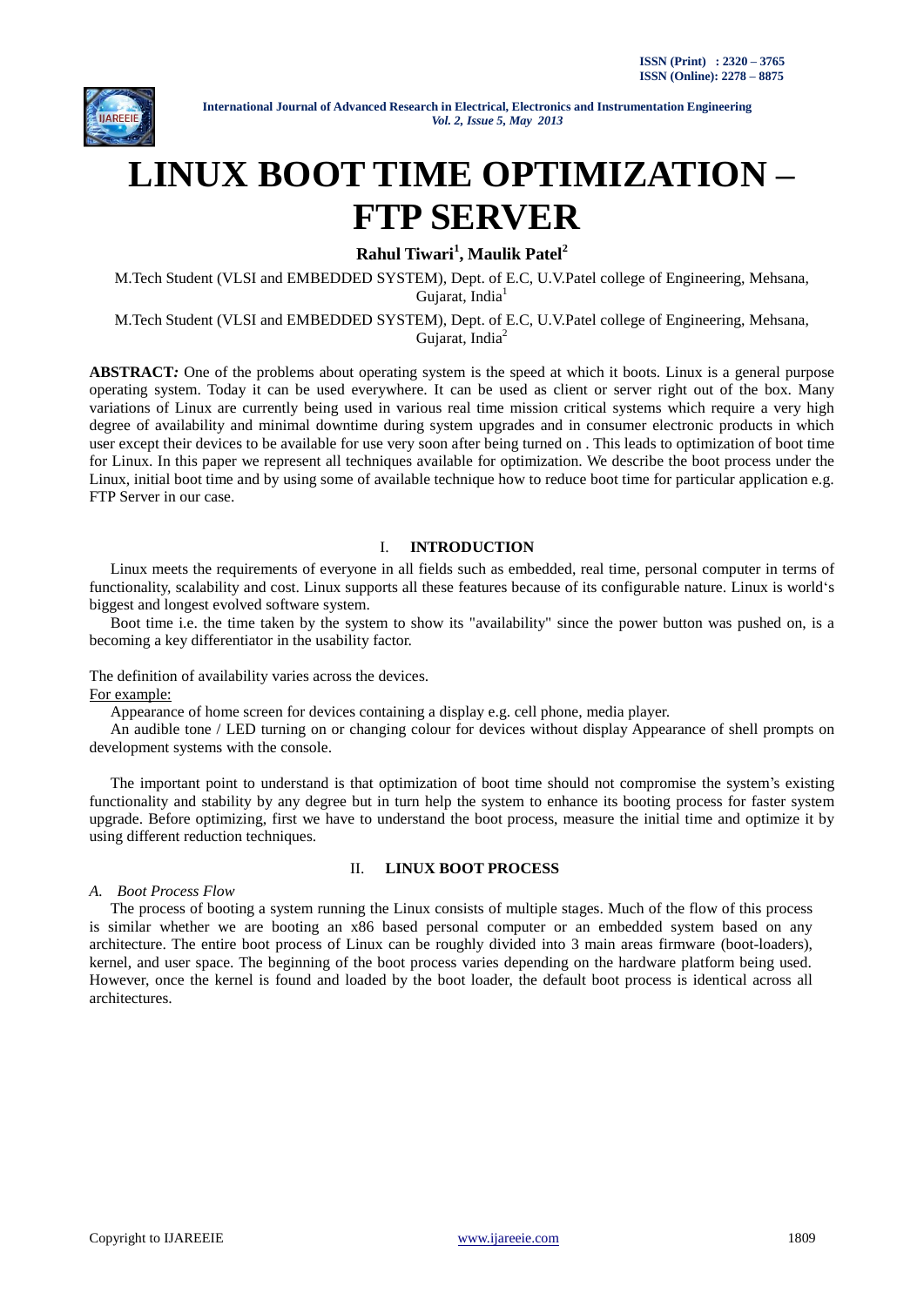# LINUX BOOT TIME OPTIMIZATION – FTP SERVER

**Rahul Tiwari[1], Maulik Patel[2]**

M.Tech Student (VLSI and EMBEDDED SYSTEM), Dept. of E.C, U.V.Patel college of Engineering, Mehsana, Gujarat, India[1]

M.Tech Student (VLSI and EMBEDDED SYSTEM), Dept. of E.C, U.V.Patel college of Engineering, Mehsana, Gujarat, India[2]

**ABSTRACT*:*** One of the problems about operating system is the speed at which it boots. Linux is a general purpose operating system. Today it can be used everywhere. It can be used as client or server right out of the box. Many variations of Linux are currently being used in various real time mission critical systems which require a very high degree of availability and minimal downtime during system upgrades and in consumer electronic products in which user except their devices to be available for use very soon after being turned on . This leads to optimization of boot time for Linux. In this paper we represent all techniques available for optimization. We describe the boot process under the Linux, initial boot time and by using some of available technique how to reduce boot time for particular application e.g. FTP Server in our case.

## I. INTRODUCTION

Linux meets the requirements of everyone in all fields such as embedded, real time, personal computer in terms of functionality, scalability and cost. Linux supports all these features because of its configurable nature. Linux is world‘s biggest and longest evolved software system.

Boot time i.e. the time taken by the system to show its "availability" since the power button was pushed on, is a becoming a key differentiator in the usability factor.

The definition of availability varies across the devices.

For example:

Appearance of home screen for devices containing a display e.g. cell phone, media player.

An audible tone / LED turning on or changing colour for devices without display Appearance of shell prompts on development systems with the console.

The important point to understand is that optimization of boot time should not compromise the system's existing functionality and stability by any degree but in turn help the system to enhance its booting process for faster system upgrade. Before optimizing, first we have to understand the boot process, measure the initial time and optimize it by using different reduction techniques.

## II. LINUX BOOT PROCESS

### *A. Boot Process Flow*

The process of booting a system running the Linux consists of multiple stages. Much of the flow of this process is similar whether we are booting an x86 based personal computer or an embedded system based on any architecture. The entire boot process of Linux can be roughly divided into 3 main areas firmware (boot-loaders), kernel, and user space. The beginning of the boot process varies depending on the hardware platform being used. However, once the kernel is found and loaded by the boot loader, the default boot process is identical across all architectures.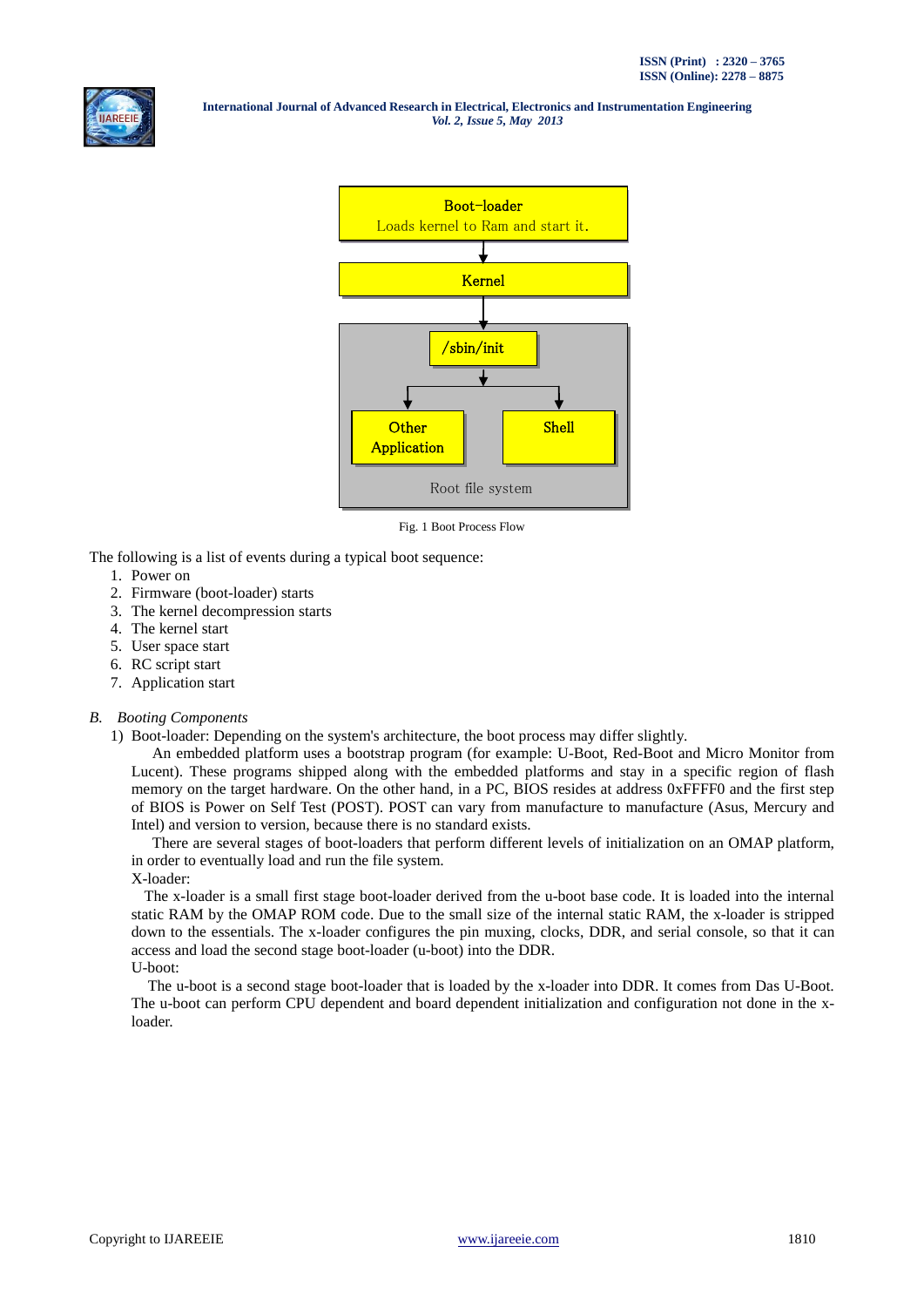Fig. 1 Boot Process Flow

The following is a list of events during a typical boot sequence:

1. Power on
2. Firmware (boot-loader) starts
3. The kernel decompression starts
4. The kernel start
5. User space start
6. RC script start
7. Application start

### B. *Booting Components*

1) Boot-loader: Depending on the system's architecture, the boot process may differ slightly.

An embedded platform uses a bootstrap program (for example: U-Boot, Red-Boot and Micro Monitor from Lucent). These programs shipped along with the embedded platforms and stay in a specific region of flash memory on the target hardware. On the other hand, in a PC, BIOS resides at address 0xFFFF0 and the first step of BIOS is Power on Self Test (POST). POST can vary from manufacture to manufacture (Asus, Mercury and Intel) and version to version, because there is no standard exists.

There are several stages of boot-loaders that perform different levels of initialization on an OMAP platform, in order to eventually load and run the file system.

X-loader:

The x-loader is a small first stage boot-loader derived from the u-boot base code. It is loaded into the internal static RAM by the OMAP ROM code. Due to the small size of the internal static RAM, the x-loader is stripped down to the essentials. The x-loader configures the pin muxing, clocks, DDR, and serial console, so that it can access and load the second stage boot-loader (u-boot) into the DDR.

U-boot:

The u-boot is a second stage boot-loader that is loaded by the x-loader into DDR. It comes from Das U-Boot. The u-boot can perform CPU dependent and board dependent initialization and configuration not done in the x-loader.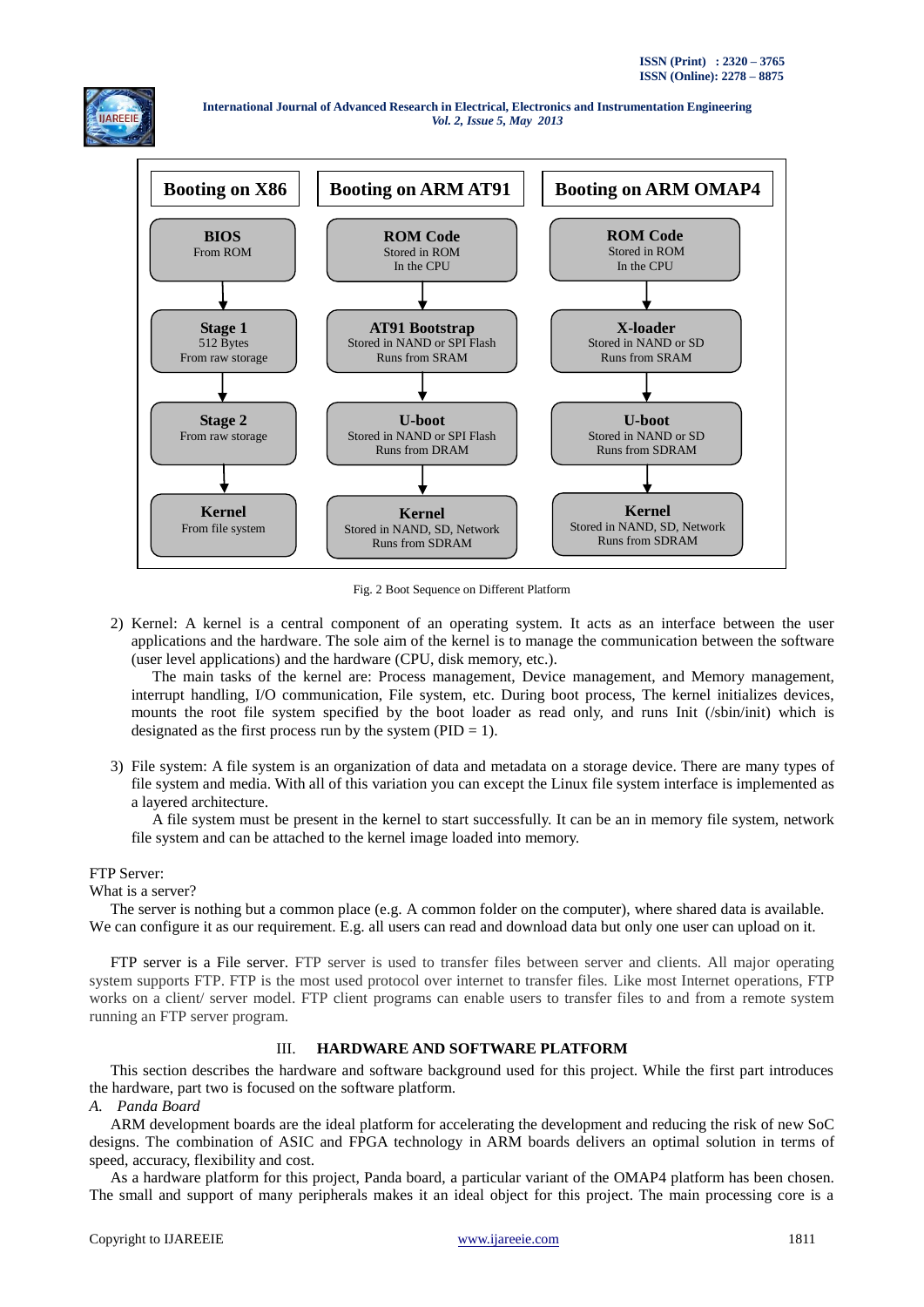| Booting on X86 | Booting on ARM AT91 | Booting on ARM OMAP4 |
| --- | --- | --- |
| **BIOS** From ROM | **ROM Code** Stored in ROM In the CPU | **ROM Code** Stored in ROM In the CPU |
| **Stage 1** 512 Bytes From raw storage | **AT91 Bootstrap** Stored in NAND or SPI Flash Runs from SRAM | **X-loader** Stored in NAND or SD Runs from SRAM |
| **Stage 2** From raw storage | **U-boot** Stored in NAND or SPI Flash Runs from DRAM | **U-boot** Stored in NAND or SD Runs from SDRAM |
| **Kernel** From file system | **Kernel** Stored in NAND, SD, Network Runs from SDRAM | **Kernel** Stored in NAND, SD, Network Runs from SDRAM |

Fig. 2 Boot Sequence on Different Platform

2) Kernel: A kernel is a central component of an operating system. It acts as an interface between the user applications and the hardware. The sole aim of the kernel is to manage the communication between the software (user level applications) and the hardware (CPU, disk memory, etc.).

   The main tasks of the kernel are: Process management, Device management, and Memory management, interrupt handling, I/O communication, File system, etc. During boot process, The kernel initializes devices, mounts the root file system specified by the boot loader as read only, and runs Init (/sbin/init) which is designated as the first process run by the system (PID = 1).

3) File system: A file system is an organization of data and metadata on a storage device. There are many types of file system and media. With all of this variation you can except the Linux file system interface is implemented as a layered architecture.

   A file system must be present in the kernel to start successfully. It can be an in memory file system, network file system and can be attached to the kernel image loaded into memory.

FTP Server:

What is a server?

The server is nothing but a common place (e.g. A common folder on the computer), where shared data is available. We can configure it as our requirement. E.g. all users can read and download data but only one user can upload on it.

FTP server is a File server. FTP server is used to transfer files between server and clients. All major operating system supports FTP. FTP is the most used protocol over internet to transfer files. Like most Internet operations, FTP works on a client/ server model. FTP client programs can enable users to transfer files to and from a remote system running an FTP server program.

## III. HARDWARE AND SOFTWARE PLATFORM

This section describes the hardware and software background used for this project. While the first part introduces the hardware, part two is focused on the software platform.

### *A. Panda Board*

ARM development boards are the ideal platform for accelerating the development and reducing the risk of new SoC designs. The combination of ASIC and FPGA technology in ARM boards delivers an optimal solution in terms of speed, accuracy, flexibility and cost.

As a hardware platform for this project, Panda board, a particular variant of the OMAP4 platform has been chosen. The small and support of many peripherals makes it an ideal object for this project. The main processing core is a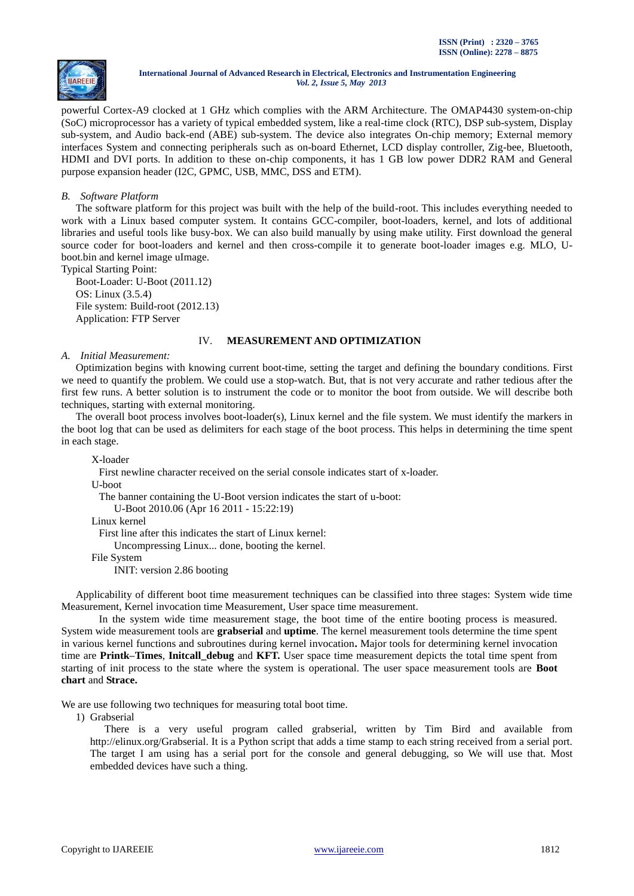powerful Cortex-A9 clocked at 1 GHz which complies with the ARM Architecture. The OMAP4430 system-on-chip (SoC) microprocessor has a variety of typical embedded system, like a real-time clock (RTC), DSP sub-system, Display sub-system, and Audio back-end (ABE) sub-system. The device also integrates On-chip memory; External memory interfaces System and connecting peripherals such as on-board Ethernet, LCD display controller, Zig-bee, Bluetooth, HDMI and DVI ports. In addition to these on-chip components, it has 1 GB low power DDR2 RAM and General purpose expansion header (I2C, GPMC, USB, MMC, DSS and ETM).

### *B. Software Platform*

The software platform for this project was built with the help of the build-root. This includes everything needed to work with a Linux based computer system. It contains GCC-compiler, boot-loaders, kernel, and lots of additional libraries and useful tools like busy-box. We can also build manually by using make utility. First download the general source coder for boot-loaders and kernel and then cross-compile it to generate boot-loader images e.g. MLO, U-boot.bin and kernel image uImage.

Typical Starting Point:

Boot-Loader: U-Boot (2011.12)
OS: Linux (3.5.4)
File system: Build-root (2012.13)
Application: FTP Server

## IV. **MEASUREMENT AND OPTIMIZATION**

### *A. Initial Measurement:*

Optimization begins with knowing current boot-time, setting the target and defining the boundary conditions. First we need to quantify the problem. We could use a stop-watch. But, that is not very accurate and rather tedious after the first few runs. A better solution is to instrument the code or to monitor the boot from outside. We will describe both techniques, starting with external monitoring.

The overall boot process involves boot-loader(s), Linux kernel and the file system. We must identify the markers in the boot log that can be used as delimiters for each stage of the boot process. This helps in determining the time spent in each stage.

X-loader
First newline character received on the serial console indicates start of x-loader.
U-boot
The banner containing the U-Boot version indicates the start of u-boot:
U-Boot 2010.06 (Apr 16 2011 - 15:22:19)
Linux kernel
First line after this indicates the start of Linux kernel:
Uncompressing Linux... done, booting the kernel.
File System
INIT: version 2.86 booting

Applicability of different boot time measurement techniques can be classified into three stages: System wide time Measurement, Kernel invocation time Measurement, User space time measurement.

In the system wide time measurement stage, the boot time of the entire booting process is measured. System wide measurement tools are **grabserial** and **uptime**. The kernel measurement tools determine the time spent in various kernel functions and subroutines during kernel invocation**.** Major tools for determining kernel invocation time are **Printk–Times**, **Initcall_debug** and **KFT.** User space time measurement depicts the total time spent from starting of init process to the state where the system is operational. The user space measurement tools are **Boot chart** and **Strace.**

We are use following two techniques for measuring total boot time.

1) Grabserial

There is a very useful program called grabserial, written by Tim Bird and available from http://elinux.org/Grabserial. It is a Python script that adds a time stamp to each string received from a serial port. The target I am using has a serial port for the console and general debugging, so We will use that. Most embedded devices have such a thing.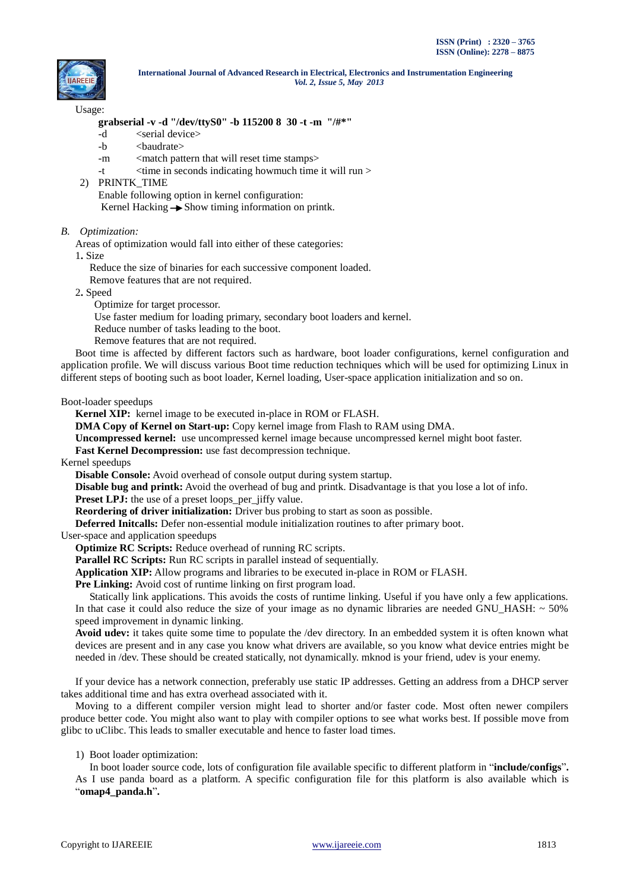Usage:

**grabserial -v -d "/dev/ttyS0" -b 115200 8 30 -t -m "/#*"**

- -d &lt;serial device&gt;
- -b &lt;baudrate&gt;
- -m &lt;match pattern that will reset time stamps&gt;
- -t &lt;time in seconds indicating howmuch time it will run &gt;

2) PRINTK_TIME

Enable following option in kernel configuration:
Kernel Hacking → Show timing information on printk.

*B. Optimization:*

Areas of optimization would fall into either of these categories:

1. Size

   Reduce the size of binaries for each successive component loaded.
   Remove features that are not required.

2. Speed

   Optimize for target processor.
   Use faster medium for loading primary, secondary boot loaders and kernel.
   Reduce number of tasks leading to the boot.
   Remove features that are not required.

Boot time is affected by different factors such as hardware, boot loader configurations, kernel configuration and application profile. We will discuss various Boot time reduction techniques which will be used for optimizing Linux in different steps of booting such as boot loader, Kernel loading, User-space application initialization and so on.

Boot-loader speedups

**Kernel XIP:** kernel image to be executed in-place in ROM or FLASH.
**DMA Copy of Kernel on Start-up:** Copy kernel image from Flash to RAM using DMA.
**Uncompressed kernel:** use uncompressed kernel image because uncompressed kernel might boot faster.
**Fast Kernel Decompression:** use fast decompression technique.

Kernel speedups

**Disable Console:** Avoid overhead of console output during system startup.
**Disable bug and printk:** Avoid the overhead of bug and printk. Disadvantage is that you lose a lot of info.
**Preset LPJ:** the use of a preset loops_per_jiffy value.
**Reordering of driver initialization:** Driver bus probing to start as soon as possible.
**Deferred Initcalls:** Defer non-essential module initialization routines to after primary boot.

User-space and application speedups

**Optimize RC Scripts:** Reduce overhead of running RC scripts.
**Parallel RC Scripts:** Run RC scripts in parallel instead of sequentially.
**Application XIP:** Allow programs and libraries to be executed in-place in ROM or FLASH.
**Pre Linking:** Avoid cost of runtime linking on first program load.

Statically link applications. This avoids the costs of runtime linking. Useful if you have only a few applications. In that case it could also reduce the size of your image as no dynamic libraries are needed GNU_HASH: ~ 50% speed improvement in dynamic linking.

**Avoid udev:** it takes quite some time to populate the /dev directory. In an embedded system it is often known what devices are present and in any case you know what drivers are available, so you know what device entries might be needed in /dev. These should be created statically, not dynamically. mknod is your friend, udev is your enemy.

If your device has a network connection, preferably use static IP addresses. Getting an address from a DHCP server takes additional time and has extra overhead associated with it.

Moving to a different compiler version might lead to shorter and/or faster code. Most often newer compilers produce better code. You might also want to play with compiler options to see what works best. If possible move from glibc to uClibc. This leads to smaller executable and hence to faster load times.

1) Boot loader optimization:

In boot loader source code, lots of configuration file available specific to different platform in "**include/configs**". As I use panda board as a platform. A specific configuration file for this platform is also available which is "**omap4_panda.h**".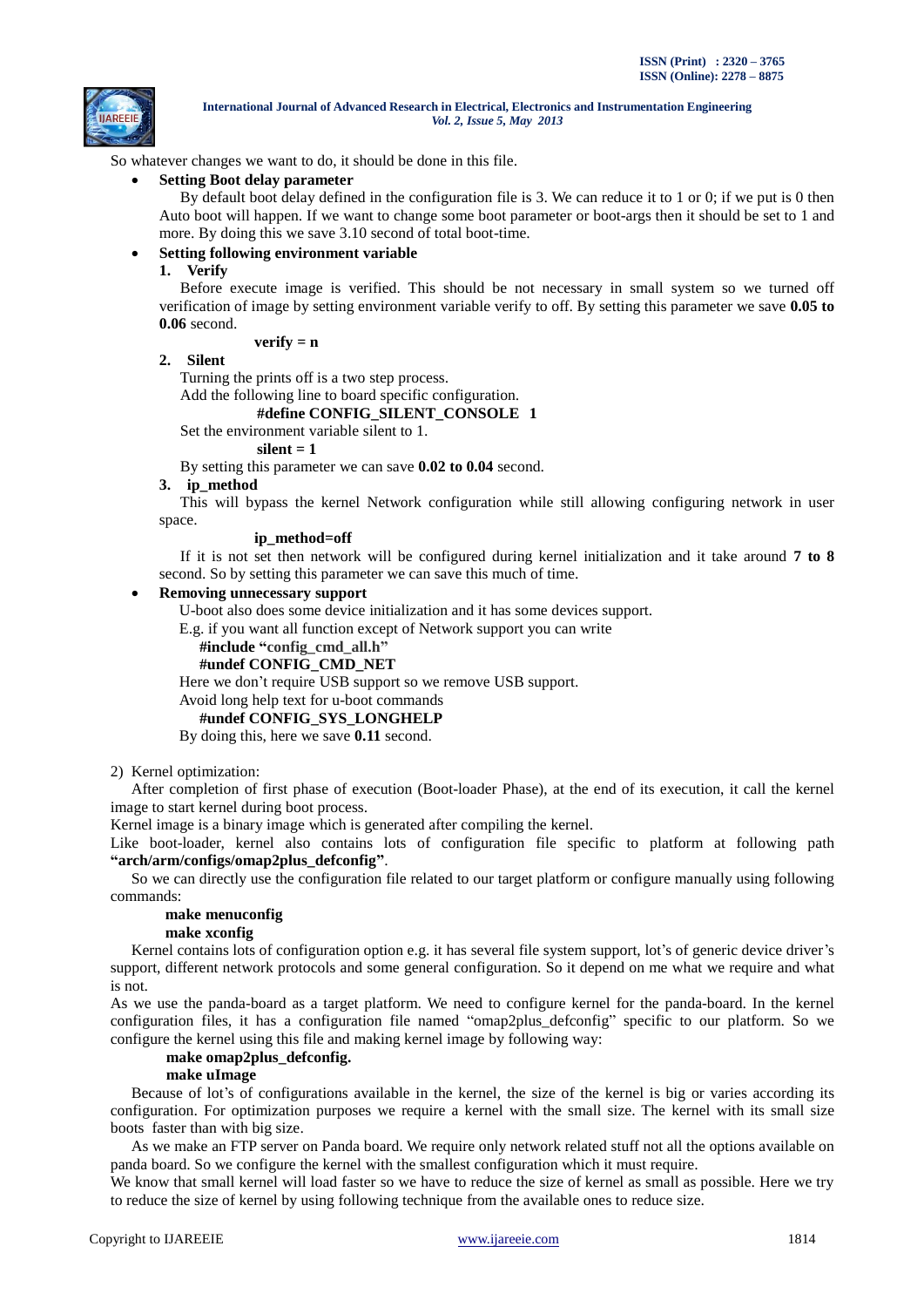So whatever changes we want to do, it should be done in this file.

- **Setting Boot delay parameter**

  By default boot delay defined in the configuration file is 3. We can reduce it to 1 or 0; if we put is 0 then Auto boot will happen. If we want to change some boot parameter or boot-args then it should be set to 1 and more. By doing this we save 3.10 second of total boot-time.

- **Setting following environment variable**

**1. Verify**

Before execute image is verified. This should be not necessary in small system so we turned off verification of image by setting environment variable verify to off. By setting this parameter we save **0.05 to 0.06** second.

**verify = n**

**2. Silent**

Turning the prints off is a two step process.

Add the following line to board specific configuration.

**#define CONFIG_SILENT_CONSOLE 1**

Set the environment variable silent to 1.

**silent = 1**

By setting this parameter we can save **0.02 to 0.04** second.

**3. ip_method**

This will bypass the kernel Network configuration while still allowing configuring network in user space.

**ip_method=off**

If it is not set then network will be configured during kernel initialization and it take around **7 to 8** second. So by setting this parameter we can save this much of time.

- **Removing unnecessary support**

  U-boot also does some device initialization and it has some devices support.

  E.g. if you want all function except of Network support you can write

  **#include "config_cmd_all.h"**

  **#undef CONFIG_CMD_NET**

  Here we don't require USB support so we remove USB support.

  Avoid long help text for u-boot commands

  **#undef CONFIG_SYS_LONGHELP**

  By doing this, here we save **0.11** second.

2) Kernel optimization:

After completion of first phase of execution (Boot-loader Phase), at the end of its execution, it call the kernel image to start kernel during boot process.

Kernel image is a binary image which is generated after compiling the kernel.

Like boot-loader, kernel also contains lots of configuration file specific to platform at following path **"arch/arm/configs/omap2plus_defconfig"**.

So we can directly use the configuration file related to our target platform or configure manually using following commands:

**make menuconfig**

**make xconfig**

Kernel contains lots of configuration option e.g. it has several file system support, lot's of generic device driver's support, different network protocols and some general configuration. So it depend on me what we require and what is not.

As we use the panda-board as a target platform. We need to configure kernel for the panda-board. In the kernel configuration files, it has a configuration file named "omap2plus_defconfig" specific to our platform. So we configure the kernel using this file and making kernel image by following way:

**make omap2plus_defconfig.**

**make uImage**

Because of lot's of configurations available in the kernel, the size of the kernel is big or varies according its configuration. For optimization purposes we require a kernel with the small size. The kernel with its small size boots faster than with big size.

As we make an FTP server on Panda board. We require only network related stuff not all the options available on panda board. So we configure the kernel with the smallest configuration which it must require.

We know that small kernel will load faster so we have to reduce the size of kernel as small as possible. Here we try to reduce the size of kernel by using following technique from the available ones to reduce size.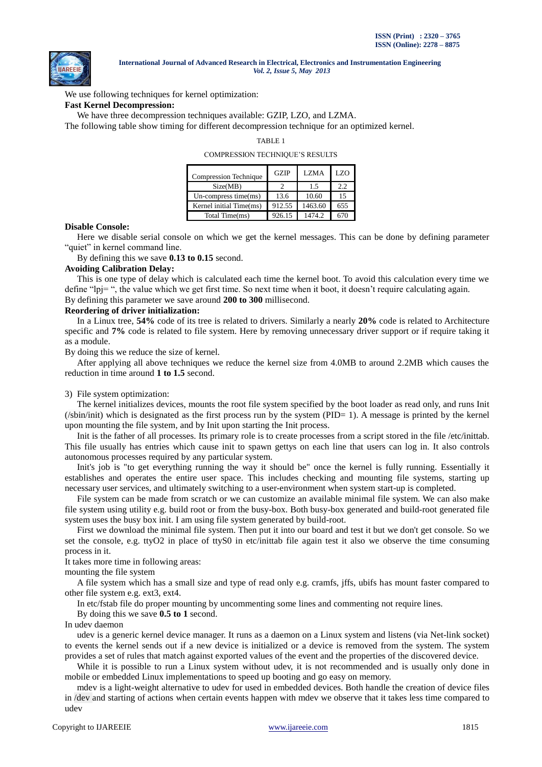We use following techniques for kernel optimization:

**Fast Kernel Decompression:**

We have three decompression techniques available: GZIP, LZO, and LZMA.

The following table show timing for different decompression technique for an optimized kernel.

TABLE 1

COMPRESSION TECHNIQUE'S RESULTS

| Compression Technique | GZIP | LZMA | LZO |
|---|---|---|---|
| Size(MB) | 2 | 1.5 | 2.2 |
| Un-compress time(ms) | 13.6 | 10.60 | 15 |
| Kernel initial Time(ms) | 912.55 | 1463.60 | 655 |
| Total Time(ms) | 926.15 | 1474.2 | 670 |

**Disable Console:**

Here we disable serial console on which we get the kernel messages. This can be done by defining parameter "quiet" in kernel command line.

By defining this we save **0.13 to 0.15** second.

**Avoiding Calibration Delay:**

This is one type of delay which is calculated each time the kernel boot. To avoid this calculation every time we define "lpj= ", the value which we get first time. So next time when it boot, it doesn't require calculating again.

By defining this parameter we save around **200 to 300** millisecond.

**Reordering of driver initialization:**

In a Linux tree, **54%** code of its tree is related to drivers. Similarly a nearly **20%** code is related to Architecture specific and **7%** code is related to file system. Here by removing unnecessary driver support or if require taking it as a module.

By doing this we reduce the size of kernel.

After applying all above techniques we reduce the kernel size from 4.0MB to around 2.2MB which causes the reduction in time around **1 to 1.5** second.

3) File system optimization:

The kernel initializes devices, mounts the root file system specified by the boot loader as read only, and runs Init (/sbin/init) which is designated as the first process run by the system (PID= 1). A message is printed by the kernel upon mounting the file system, and by Init upon starting the Init process.

Init is the father of all processes. Its primary role is to create processes from a script stored in the file /etc/inittab. This file usually has entries which cause init to spawn gettys on each line that users can log in. It also controls autonomous processes required by any particular system.

Init's job is "to get everything running the way it should be" once the kernel is fully running. Essentially it establishes and operates the entire user space. This includes checking and mounting file systems, starting up necessary user services, and ultimately switching to a user-environment when system start-up is completed.

File system can be made from scratch or we can customize an available minimal file system. We can also make file system using utility e.g. build root or from the busy-box. Both busy-box generated and build-root generated file system uses the busy box init. I am using file system generated by build-root.

First we download the minimal file system. Then put it into our board and test it but we don't get console. So we set the console, e.g. ttyO2 in place of ttyS0 in etc/inittab file again test it also we observe the time consuming process in it.

It takes more time in following areas:

mounting the file system

A file system which has a small size and type of read only e.g. cramfs, jffs, ubifs has mount faster compared to other file system e.g. ext3, ext4.

In etc/fstab file do proper mounting by uncommenting some lines and commenting not require lines.

By doing this we save **0.5 to 1** second.

In udev daemon

udev is a generic kernel device manager. It runs as a daemon on a Linux system and listens (via Net-link socket) to events the kernel sends out if a new device is initialized or a device is removed from the system. The system provides a set of rules that match against exported values of the event and the properties of the discovered device.

While it is possible to run a Linux system without udev, it is not recommended and is usually only done in mobile or embedded Linux implementations to speed up booting and go easy on memory.

mdev is a light-weight alternative to udev for used in embedded devices. Both handle the creation of device files in /dev and starting of actions when certain events happen with mdev we observe that it takes less time compared to udev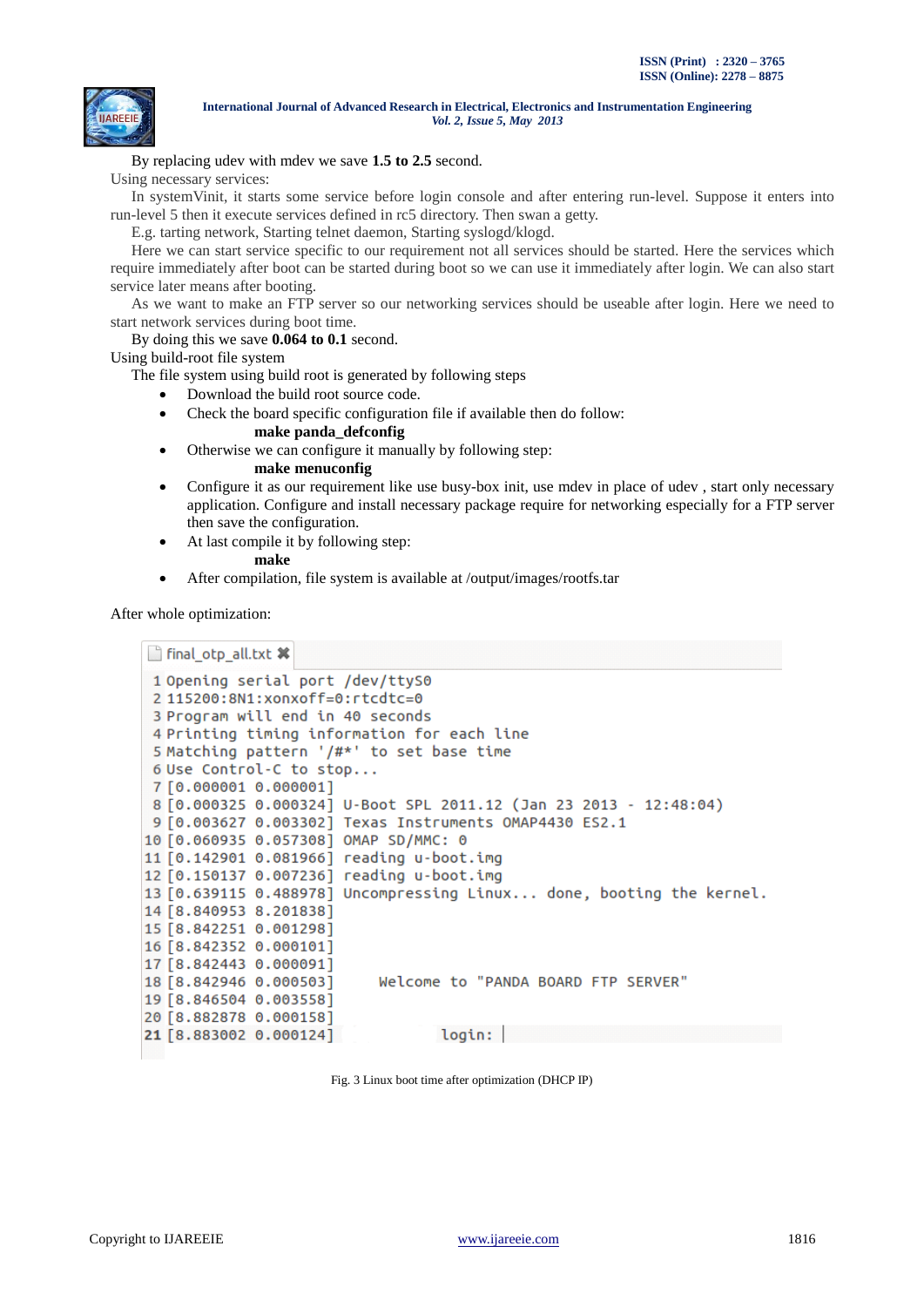By replacing udev with mdev we save **1.5 to 2.5** second.

Using necessary services:

In systemVinit, it starts some service before login console and after entering run-level. Suppose it enters into run-level 5 then it execute services defined in rc5 directory. Then swan a getty.

E.g. tarting network, Starting telnet daemon, Starting syslogd/klogd.

Here we can start service specific to our requirement not all services should be started. Here the services which require immediately after boot can be started during boot so we can use it immediately after login. We can also start service later means after booting.

As we want to make an FTP server so our networking services should be useable after login. Here we need to start network services during boot time.

By doing this we save **0.064 to 0.1** second.

Using build-root file system

The file system using build root is generated by following steps

- Download the build root source code.
- Check the board specific configuration file if available then do follow:

  **make panda_defconfig**
- Otherwise we can configure it manually by following step:

  **make menuconfig**
- Configure it as our requirement like use busy-box init, use mdev in place of udev , start only necessary application. Configure and install necessary package require for networking especially for a FTP server then save the configuration.
- At last compile it by following step:

  **make**
- After compilation, file system is available at /output/images/rootfs.tar

After whole optimization:

```
final_otp_all.txt
 1 Opening serial port /dev/ttyS0
 2 115200:8N1:xonxoff=0:rtcdtc=0
 3 Program will end in 40 seconds
 4 Printing timing information for each line
 5 Matching pattern '/#*' to set base time
 6 Use Control-C to stop...
 7 [0.000001 0.000001]
 8 [0.000325 0.000324] U-Boot SPL 2011.12 (Jan 23 2013 - 12:48:04)
 9 [0.003627 0.003302] Texas Instruments OMAP4430 ES2.1
10 [0.060935 0.057308] OMAP SD/MMC: 0
11 [0.142901 0.081966] reading u-boot.img
12 [0.150137 0.007236] reading u-boot.img
13 [0.639115 0.488978] Uncompressing Linux... done, booting the kernel.
14 [8.840953 8.201838]
15 [8.842251 0.001298]
16 [8.842352 0.000101]
17 [8.842443 0.000091]
18 [8.842946 0.000503]     Welcome to "PANDA BOARD FTP SERVER"
19 [8.846504 0.003558]
20 [8.882878 0.000158]
21 [8.883002 0.000124]             login:
```

Fig. 3 Linux boot time after optimization (DHCP IP)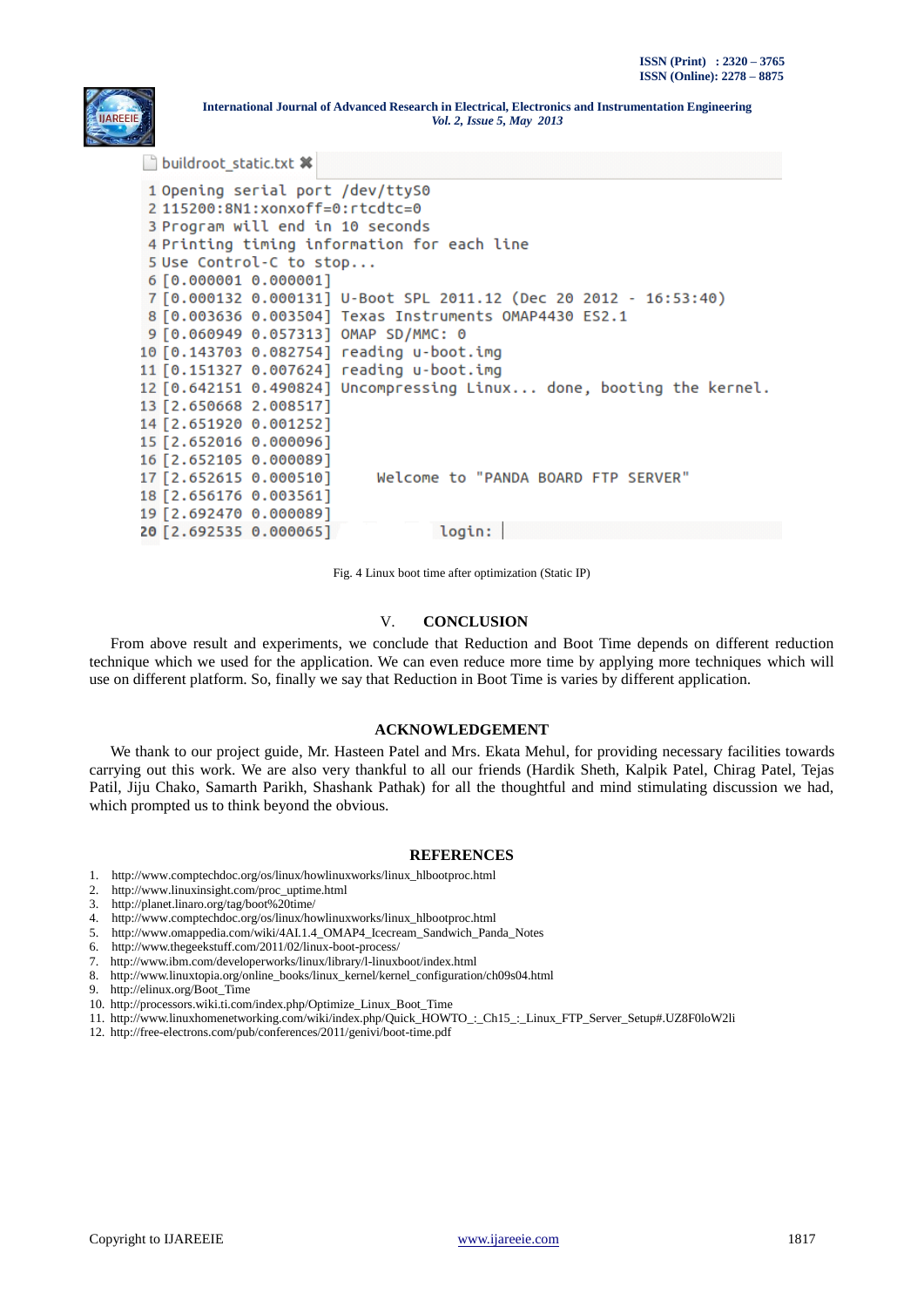```
buildroot_static.txt
1 Opening serial port /dev/ttyS0
2 115200:8N1:xonxoff=0:rtcdtc=0
3 Program will end in 10 seconds
4 Printing timing information for each line
5 Use Control-C to stop...
6 [0.000001 0.000001]
7 [0.000132 0.000131] U-Boot SPL 2011.12 (Dec 20 2012 - 16:53:40)
8 [0.003636 0.003504] Texas Instruments OMAP4430 ES2.1
9 [0.060949 0.057313] OMAP SD/MMC: 0
10 [0.143703 0.082754] reading u-boot.img
11 [0.151327 0.007624] reading u-boot.img
12 [0.642151 0.490824] Uncompressing Linux... done, booting the kernel.
13 [2.650668 2.008517]
14 [2.651920 0.001252]
15 [2.652016 0.000096]
16 [2.652105 0.000089]
17 [2.652615 0.000510]     Welcome to "PANDA BOARD FTP SERVER"
18 [2.656176 0.003561]
19 [2.692470 0.000089]
20 [2.692535 0.000065]            login: |
```

Fig. 4 Linux boot time after optimization (Static IP)

## V. CONCLUSION

From above result and experiments, we conclude that Reduction and Boot Time depends on different reduction technique which we used for the application. We can even reduce more time by applying more techniques which will use on different platform. So, finally we say that Reduction in Boot Time is varies by different application.

## ACKNOWLEDGEMENT

We thank to our project guide, Mr. Hasteen Patel and Mrs. Ekata Mehul, for providing necessary facilities towards carrying out this work. We are also very thankful to all our friends (Hardik Sheth, Kalpik Patel, Chirag Patel, Tejas Patil, Jiju Chako, Samarth Parikh, Shashank Pathak) for all the thoughtful and mind stimulating discussion we had, which prompted us to think beyond the obvious.

## REFERENCES

1. http://www.comptechdoc.org/os/linux/howlinuxworks/linux_hlbootproc.html
2. http://www.linuxinsight.com/proc_uptime.html
3. http://planet.linaro.org/tag/boot%20time/
4. http://www.comptechdoc.org/os/linux/howlinuxworks/linux_hlbootproc.html
5. http://www.omappedia.com/wiki/4AI.1.4_OMAP4_Icecream_Sandwich_Panda_Notes
6. http://www.thegeekstuff.com/2011/02/linux-boot-process/
7. http://www.ibm.com/developerworks/linux/library/l-linuxboot/index.html
8. http://www.linuxtopia.org/online_books/linux_kernel/kernel_configuration/ch09s04.html
9. http://elinux.org/Boot_Time
10. http://processors.wiki.ti.com/index.php/Optimize_Linux_Boot_Time
11. http://www.linuxhomenetworking.com/wiki/index.php/Quick_HOWTO_:_Ch15_:_Linux_FTP_Server_Setup#.UZ8F0loW2li
12. http://free-electrons.com/pub/conferences/2011/genivi/boot-time.pdf